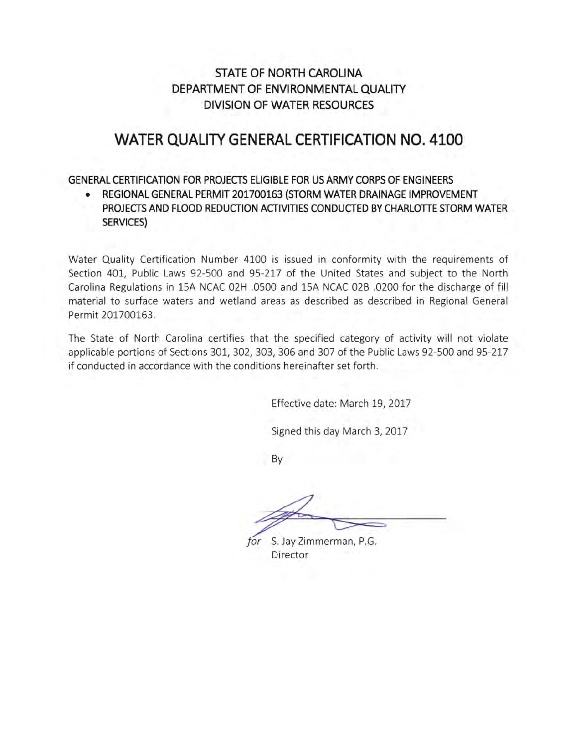STATE OF NORTH CAROLINA
DEPARTMENT OF ENVIRONMENTAL QUALITY
DIVISION OF WATER RESOURCES

# WATER QUALITY GENERAL CERTIFICATION NO. 4100

GENERAL CERTIFICATION FOR PROJECTS ELIGIBLE FOR US ARMY CORPS OF ENGINEERS

- REGIONAL GENERAL PERMIT 201700163 (STORM WATER DRAINAGE IMPROVEMENT PROJECTS AND FLOOD REDUCTION ACTIVITIES CONDUCTED BY CHARLOTTE STORM WATER SERVICES)

Water Quality Certification Number 4100 is issued in conformity with the requirements of Section 401, Public Laws 92-500 and 95-217 of the United States and subject to the North Carolina Regulations in 15A NCAC 02H .0500 and 15A NCAC 02B .0200 for the discharge of fill material to surface waters and wetland areas as described as described in Regional General Permit 201700163.

The State of North Carolina certifies that the specified category of activity will not violate applicable portions of Sections 301, 302, 303, 306 and 307 of the Public Laws 92-500 and 95-217 if conducted in accordance with the conditions hereinafter set forth.

Effective date: March 19, 2017

Signed this day March 3, 2017

By

*for* S. Jay Zimmerman, P.G.
Director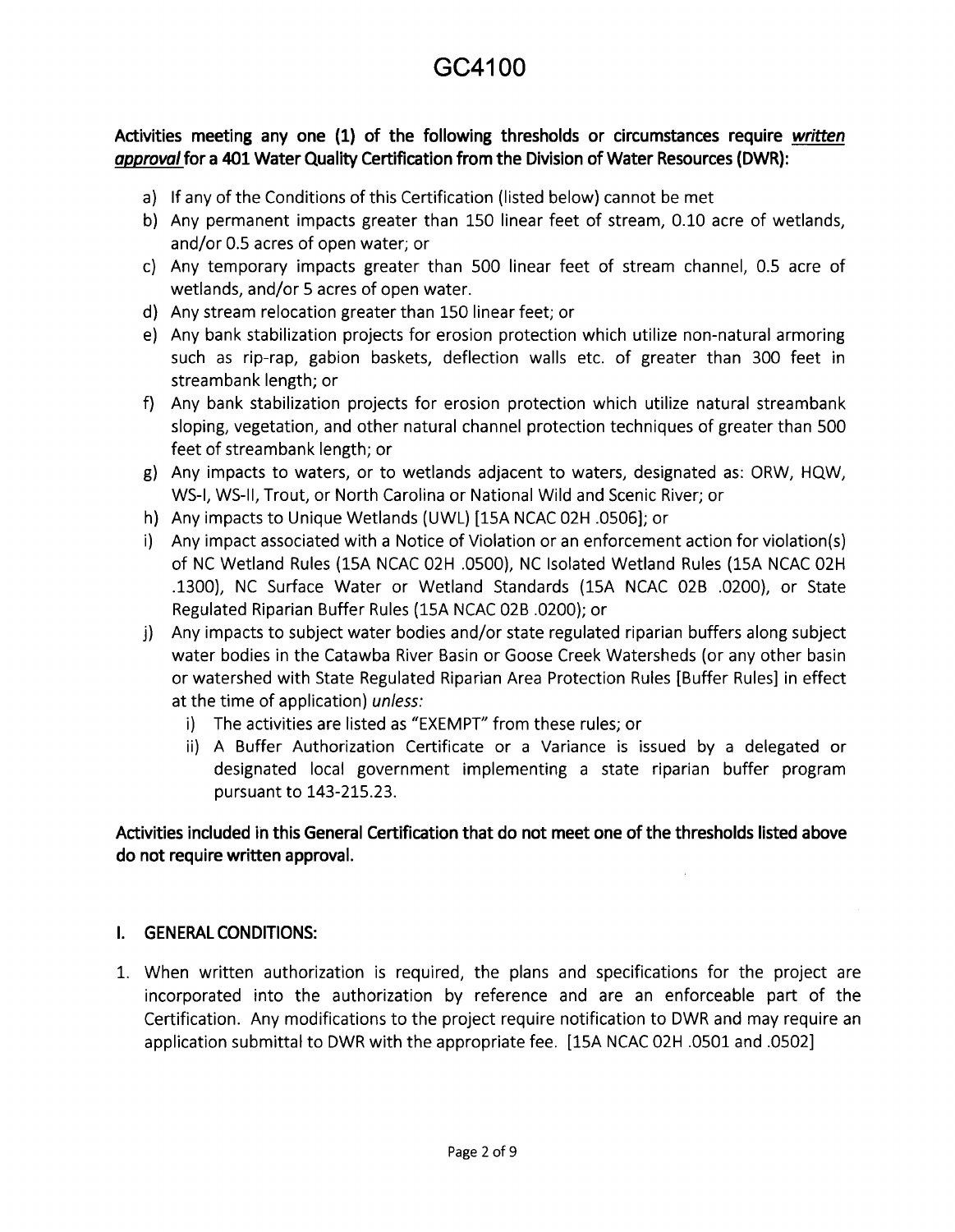# GC4100

**Activities meeting any one (1) of the following thresholds or circumstances require _written approval_ for a 401 Water Quality Certification from the Division of Water Resources (DWR):**

a) If any of the Conditions of this Certification (listed below) cannot be met
b) Any permanent impacts greater than 150 linear feet of stream, 0.10 acre of wetlands, and/or 0.5 acres of open water; or
c) Any temporary impacts greater than 500 linear feet of stream channel, 0.5 acre of wetlands, and/or 5 acres of open water.
d) Any stream relocation greater than 150 linear feet; or
e) Any bank stabilization projects for erosion protection which utilize non-natural armoring such as rip-rap, gabion baskets, deflection walls etc. of greater than 300 feet in streambank length; or
f) Any bank stabilization projects for erosion protection which utilize natural streambank sloping, vegetation, and other natural channel protection techniques of greater than 500 feet of streambank length; or
g) Any impacts to waters, or to wetlands adjacent to waters, designated as: ORW, HQW, WS-I, WS-II, Trout, or North Carolina or National Wild and Scenic River; or
h) Any impacts to Unique Wetlands (UWL) [15A NCAC 02H .0506]; or
i) Any impact associated with a Notice of Violation or an enforcement action for violation(s) of NC Wetland Rules (15A NCAC 02H .0500), NC Isolated Wetland Rules (15A NCAC 02H .1300), NC Surface Water or Wetland Standards (15A NCAC 02B .0200), or State Regulated Riparian Buffer Rules (15A NCAC 02B .0200); or
j) Any impacts to subject water bodies and/or state regulated riparian buffers along subject water bodies in the Catawba River Basin or Goose Creek Watersheds (or any other basin or watershed with State Regulated Riparian Area Protection Rules [Buffer Rules] in effect at the time of application) *unless:*
   i) The activities are listed as "EXEMPT" from these rules; or
   ii) A Buffer Authorization Certificate or a Variance is issued by a delegated or designated local government implementing a state riparian buffer program pursuant to 143-215.23.

**Activities included in this General Certification that do not meet one of the thresholds listed above do not require written approval.**

## I. GENERAL CONDITIONS:

1. When written authorization is required, the plans and specifications for the project are incorporated into the authorization by reference and are an enforceable part of the Certification. Any modifications to the project require notification to DWR and may require an application submittal to DWR with the appropriate fee. [15A NCAC 02H .0501 and .0502]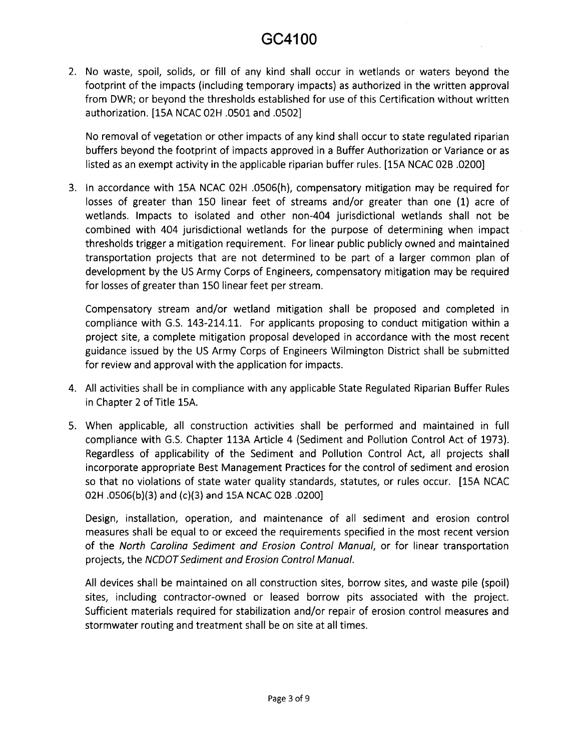2. No waste, spoil, solids, or fill of any kind shall occur in wetlands or waters beyond the footprint of the impacts (including temporary impacts) as authorized in the written approval from DWR; or beyond the thresholds established for use of this Certification without written authorization. [15A NCAC 02H .0501 and .0502]

   No removal of vegetation or other impacts of any kind shall occur to state regulated riparian buffers beyond the footprint of impacts approved in a Buffer Authorization or Variance or as listed as an exempt activity in the applicable riparian buffer rules. [15A NCAC 02B .0200]

3. In accordance with 15A NCAC 02H .0506(h), compensatory mitigation may be required for losses of greater than 150 linear feet of streams and/or greater than one (1) acre of wetlands. Impacts to isolated and other non-404 jurisdictional wetlands shall not be combined with 404 jurisdictional wetlands for the purpose of determining when impact thresholds trigger a mitigation requirement. For linear public publicly owned and maintained transportation projects that are not determined to be part of a larger common plan of development by the US Army Corps of Engineers, compensatory mitigation may be required for losses of greater than 150 linear feet per stream.

   Compensatory stream and/or wetland mitigation shall be proposed and completed in compliance with G.S. 143-214.11. For applicants proposing to conduct mitigation within a project site, a complete mitigation proposal developed in accordance with the most recent guidance issued by the US Army Corps of Engineers Wilmington District shall be submitted for review and approval with the application for impacts.

4. All activities shall be in compliance with any applicable State Regulated Riparian Buffer Rules in Chapter 2 of Title 15A.

5. When applicable, all construction activities shall be performed and maintained in full compliance with G.S. Chapter 113A Article 4 (Sediment and Pollution Control Act of 1973). Regardless of applicability of the Sediment and Pollution Control Act, all projects shall incorporate appropriate Best Management Practices for the control of sediment and erosion so that no violations of state water quality standards, statutes, or rules occur. [15A NCAC 02H .0506(b)(3) and (c)(3) and 15A NCAC 02B .0200]

   Design, installation, operation, and maintenance of all sediment and erosion control measures shall be equal to or exceed the requirements specified in the most recent version of the *North Carolina Sediment and Erosion Control Manual*, or for linear transportation projects, the *NCDOT Sediment and Erosion Control Manual*.

   All devices shall be maintained on all construction sites, borrow sites, and waste pile (spoil) sites, including contractor-owned or leased borrow pits associated with the project. Sufficient materials required for stabilization and/or repair of erosion control measures and stormwater routing and treatment shall be on site at all times.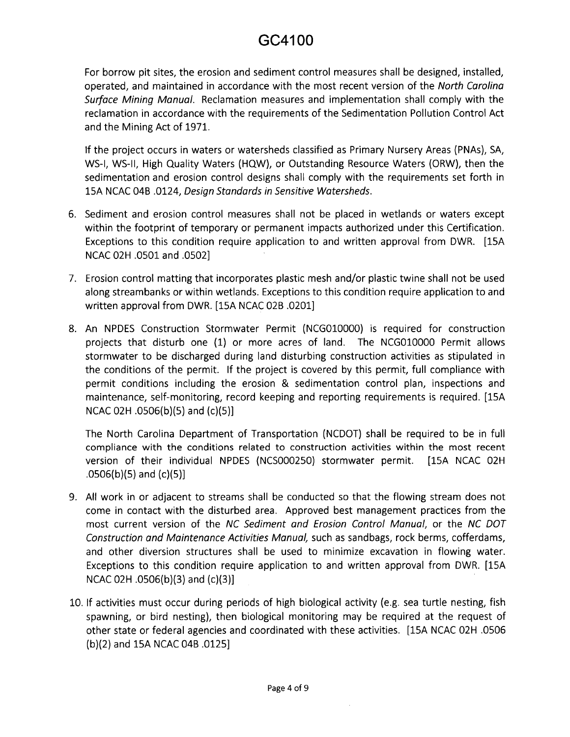For borrow pit sites, the erosion and sediment control measures shall be designed, installed, operated, and maintained in accordance with the most recent version of the *North Carolina Surface Mining Manual*. Reclamation measures and implementation shall comply with the reclamation in accordance with the requirements of the Sedimentation Pollution Control Act and the Mining Act of 1971.

If the project occurs in waters or watersheds classified as Primary Nursery Areas (PNAs), SA, WS-I, WS-II, High Quality Waters (HQW), or Outstanding Resource Waters (ORW), then the sedimentation and erosion control designs shall comply with the requirements set forth in 15A NCAC 04B .0124, *Design Standards in Sensitive Watersheds*.

6. Sediment and erosion control measures shall not be placed in wetlands or waters except within the footprint of temporary or permanent impacts authorized under this Certification. Exceptions to this condition require application to and written approval from DWR. [15A NCAC 02H .0501 and .0502]

7. Erosion control matting that incorporates plastic mesh and/or plastic twine shall not be used along streambanks or within wetlands. Exceptions to this condition require application to and written approval from DWR. [15A NCAC 02B .0201]

8. An NPDES Construction Stormwater Permit (NCG010000) is required for construction projects that disturb one (1) or more acres of land. The NCG010000 Permit allows stormwater to be discharged during land disturbing construction activities as stipulated in the conditions of the permit. If the project is covered by this permit, full compliance with permit conditions including the erosion & sedimentation control plan, inspections and maintenance, self-monitoring, record keeping and reporting requirements is required. [15A NCAC 02H .0506(b)(5) and (c)(5)]

   The North Carolina Department of Transportation (NCDOT) shall be required to be in full compliance with the conditions related to construction activities within the most recent version of their individual NPDES (NCS000250) stormwater permit. [15A NCAC 02H .0506(b)(5) and (c)(5)]

9. All work in or adjacent to streams shall be conducted so that the flowing stream does not come in contact with the disturbed area. Approved best management practices from the most current version of the *NC Sediment and Erosion Control Manual*, or the *NC DOT Construction and Maintenance Activities Manual*, such as sandbags, rock berms, cofferdams, and other diversion structures shall be used to minimize excavation in flowing water. Exceptions to this condition require application to and written approval from DWR. [15A NCAC 02H .0506(b)(3) and (c)(3)]

10. If activities must occur during periods of high biological activity (e.g. sea turtle nesting, fish spawning, or bird nesting), then biological monitoring may be required at the request of other state or federal agencies and coordinated with these activities. [15A NCAC 02H .0506 (b)(2) and 15A NCAC 04B .0125]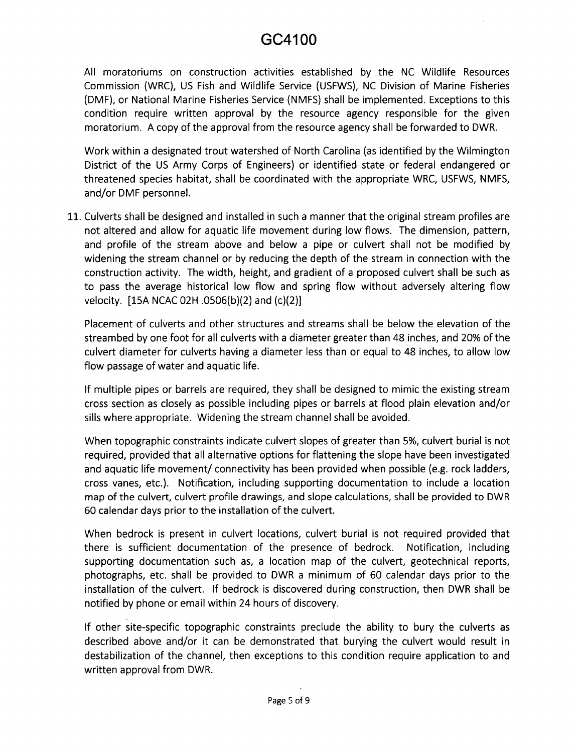All moratoriums on construction activities established by the NC Wildlife Resources Commission (WRC), US Fish and Wildlife Service (USFWS), NC Division of Marine Fisheries (DMF), or National Marine Fisheries Service (NMFS) shall be implemented. Exceptions to this condition require written approval by the resource agency responsible for the given moratorium. A copy of the approval from the resource agency shall be forwarded to DWR.

Work within a designated trout watershed of North Carolina (as identified by the Wilmington District of the US Army Corps of Engineers) or identified state or federal endangered or threatened species habitat, shall be coordinated with the appropriate WRC, USFWS, NMFS, and/or DMF personnel.

11. Culverts shall be designed and installed in such a manner that the original stream profiles are not altered and allow for aquatic life movement during low flows. The dimension, pattern, and profile of the stream above and below a pipe or culvert shall not be modified by widening the stream channel or by reducing the depth of the stream in connection with the construction activity. The width, height, and gradient of a proposed culvert shall be such as to pass the average historical low flow and spring flow without adversely altering flow velocity. [15A NCAC 02H .0506(b)(2) and (c)(2)]

    Placement of culverts and other structures and streams shall be below the elevation of the streambed by one foot for all culverts with a diameter greater than 48 inches, and 20% of the culvert diameter for culverts having a diameter less than or equal to 48 inches, to allow low flow passage of water and aquatic life.

    If multiple pipes or barrels are required, they shall be designed to mimic the existing stream cross section as closely as possible including pipes or barrels at flood plain elevation and/or sills where appropriate. Widening the stream channel shall be avoided.

    When topographic constraints indicate culvert slopes of greater than 5%, culvert burial is not required, provided that all alternative options for flattening the slope have been investigated and aquatic life movement/ connectivity has been provided when possible (e.g. rock ladders, cross vanes, etc.). Notification, including supporting documentation to include a location map of the culvert, culvert profile drawings, and slope calculations, shall be provided to DWR 60 calendar days prior to the installation of the culvert.

    When bedrock is present in culvert locations, culvert burial is not required provided that there is sufficient documentation of the presence of bedrock. Notification, including supporting documentation such as, a location map of the culvert, geotechnical reports, photographs, etc. shall be provided to DWR a minimum of 60 calendar days prior to the installation of the culvert. If bedrock is discovered during construction, then DWR shall be notified by phone or email within 24 hours of discovery.

    If other site-specific topographic constraints preclude the ability to bury the culverts as described above and/or it can be demonstrated that burying the culvert would result in destabilization of the channel, then exceptions to this condition require application to and written approval from DWR.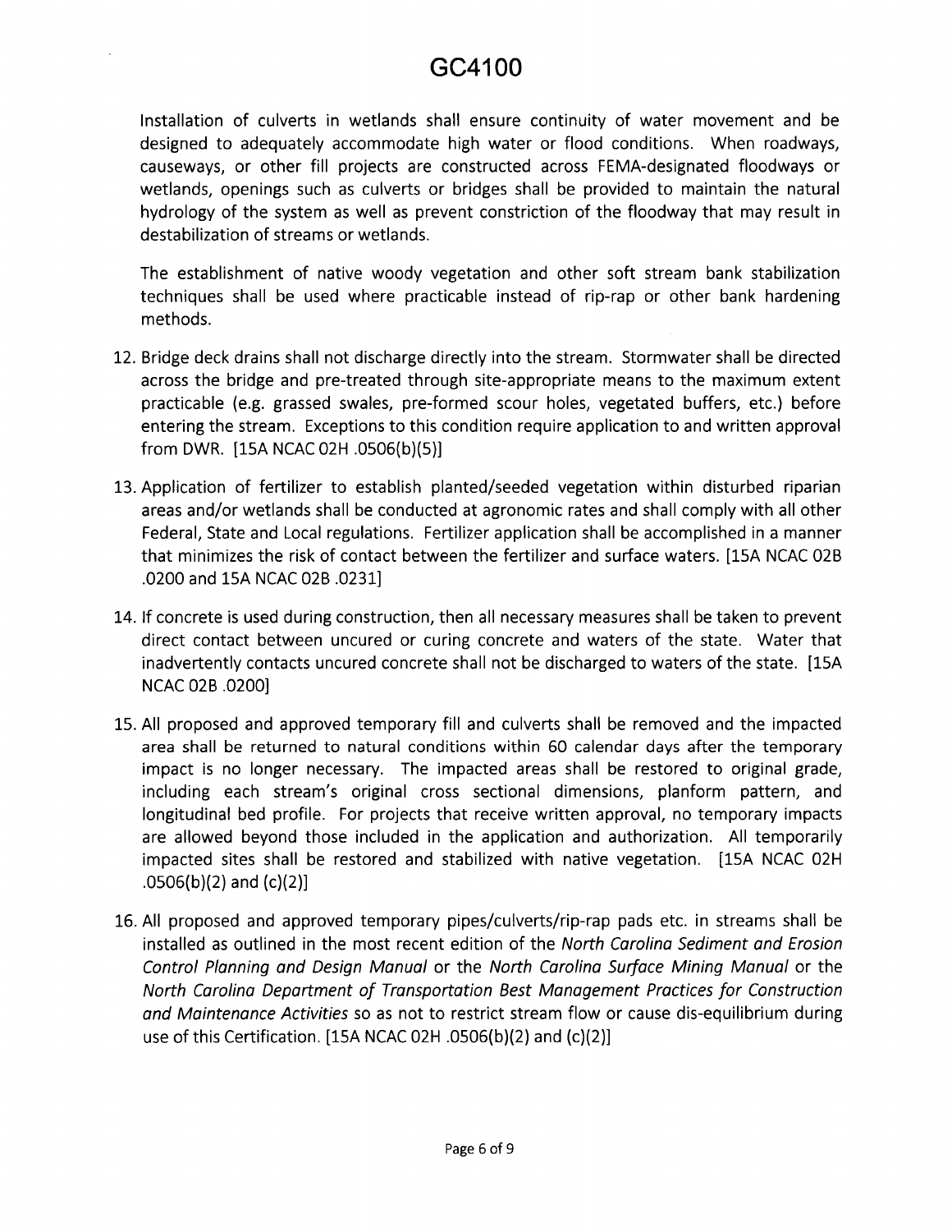Installation of culverts in wetlands shall ensure continuity of water movement and be designed to adequately accommodate high water or flood conditions. When roadways, causeways, or other fill projects are constructed across FEMA-designated floodways or wetlands, openings such as culverts or bridges shall be provided to maintain the natural hydrology of the system as well as prevent constriction of the floodway that may result in destabilization of streams or wetlands.

The establishment of native woody vegetation and other soft stream bank stabilization techniques shall be used where practicable instead of rip-rap or other bank hardening methods.

12. Bridge deck drains shall not discharge directly into the stream. Stormwater shall be directed across the bridge and pre-treated through site-appropriate means to the maximum extent practicable (e.g. grassed swales, pre-formed scour holes, vegetated buffers, etc.) before entering the stream. Exceptions to this condition require application to and written approval from DWR. [15A NCAC 02H .0506(b)(5)]

13. Application of fertilizer to establish planted/seeded vegetation within disturbed riparian areas and/or wetlands shall be conducted at agronomic rates and shall comply with all other Federal, State and Local regulations. Fertilizer application shall be accomplished in a manner that minimizes the risk of contact between the fertilizer and surface waters. [15A NCAC 02B .0200 and 15A NCAC 02B .0231]

14. If concrete is used during construction, then all necessary measures shall be taken to prevent direct contact between uncured or curing concrete and waters of the state. Water that inadvertently contacts uncured concrete shall not be discharged to waters of the state. [15A NCAC 02B .0200]

15. All proposed and approved temporary fill and culverts shall be removed and the impacted area shall be returned to natural conditions within 60 calendar days after the temporary impact is no longer necessary. The impacted areas shall be restored to original grade, including each stream's original cross sectional dimensions, planform pattern, and longitudinal bed profile. For projects that receive written approval, no temporary impacts are allowed beyond those included in the application and authorization. All temporarily impacted sites shall be restored and stabilized with native vegetation. [15A NCAC 02H .0506(b)(2) and (c)(2)]

16. All proposed and approved temporary pipes/culverts/rip-rap pads etc. in streams shall be installed as outlined in the most recent edition of the *North Carolina Sediment and Erosion Control Planning and Design Manual* or the *North Carolina Surface Mining Manual* or the *North Carolina Department of Transportation Best Management Practices for Construction and Maintenance Activities* so as not to restrict stream flow or cause dis-equilibrium during use of this Certification. [15A NCAC 02H .0506(b)(2) and (c)(2)]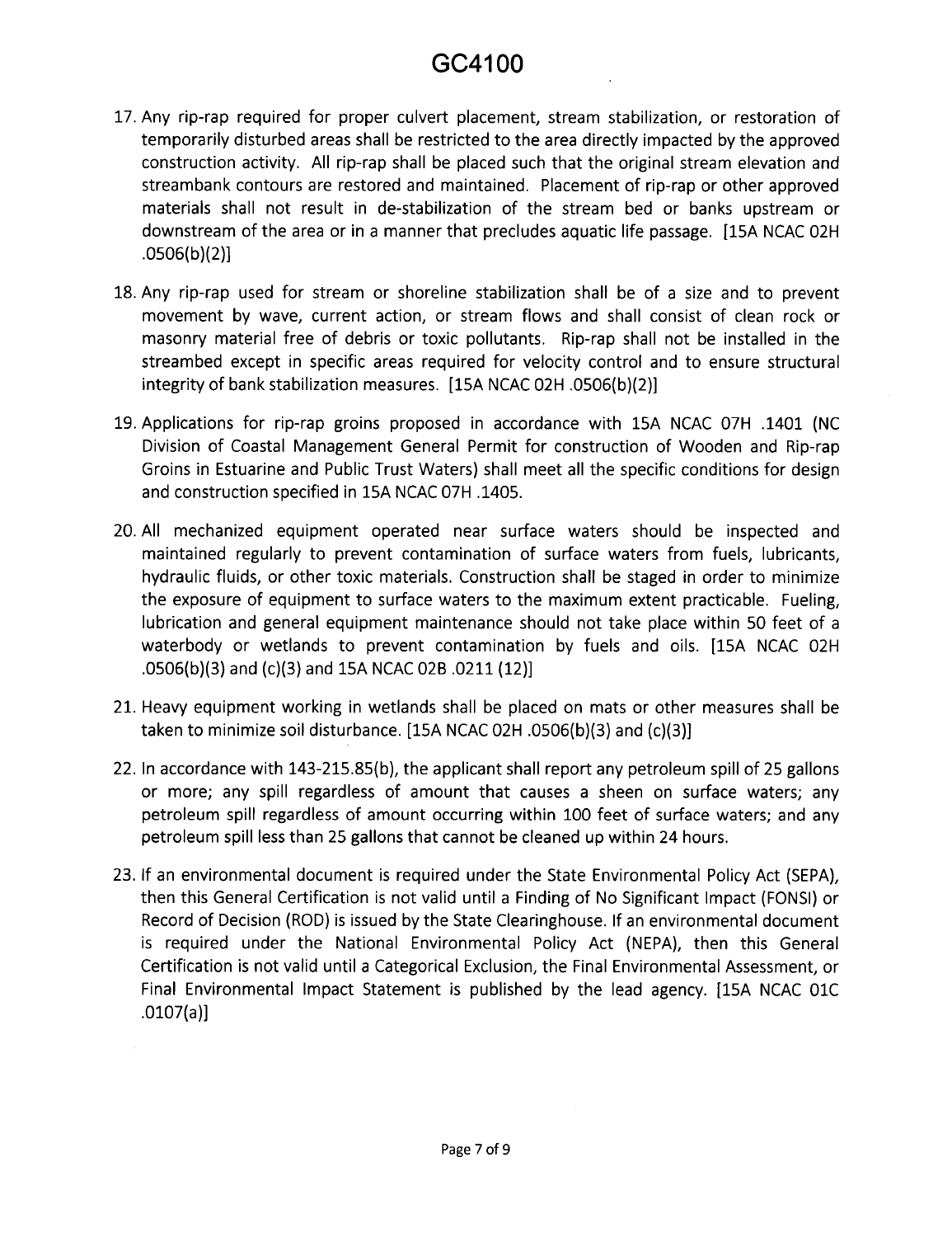17. Any rip-rap required for proper culvert placement, stream stabilization, or restoration of temporarily disturbed areas shall be restricted to the area directly impacted by the approved construction activity. All rip-rap shall be placed such that the original stream elevation and streambank contours are restored and maintained. Placement of rip-rap or other approved materials shall not result in de-stabilization of the stream bed or banks upstream or downstream of the area or in a manner that precludes aquatic life passage. [15A NCAC 02H .0506(b)(2)]

18. Any rip-rap used for stream or shoreline stabilization shall be of a size and to prevent movement by wave, current action, or stream flows and shall consist of clean rock or masonry material free of debris or toxic pollutants. Rip-rap shall not be installed in the streambed except in specific areas required for velocity control and to ensure structural integrity of bank stabilization measures. [15A NCAC 02H .0506(b)(2)]

19. Applications for rip-rap groins proposed in accordance with 15A NCAC 07H .1401 (NC Division of Coastal Management General Permit for construction of Wooden and Rip-rap Groins in Estuarine and Public Trust Waters) shall meet all the specific conditions for design and construction specified in 15A NCAC 07H .1405.

20. All mechanized equipment operated near surface waters should be inspected and maintained regularly to prevent contamination of surface waters from fuels, lubricants, hydraulic fluids, or other toxic materials. Construction shall be staged in order to minimize the exposure of equipment to surface waters to the maximum extent practicable. Fueling, lubrication and general equipment maintenance should not take place within 50 feet of a waterbody or wetlands to prevent contamination by fuels and oils. [15A NCAC 02H .0506(b)(3) and (c)(3) and 15A NCAC 02B .0211 (12)]

21. Heavy equipment working in wetlands shall be placed on mats or other measures shall be taken to minimize soil disturbance. [15A NCAC 02H .0506(b)(3) and (c)(3)]

22. In accordance with 143-215.85(b), the applicant shall report any petroleum spill of 25 gallons or more; any spill regardless of amount that causes a sheen on surface waters; any petroleum spill regardless of amount occurring within 100 feet of surface waters; and any petroleum spill less than 25 gallons that cannot be cleaned up within 24 hours.

23. If an environmental document is required under the State Environmental Policy Act (SEPA), then this General Certification is not valid until a Finding of No Significant Impact (FONSI) or Record of Decision (ROD) is issued by the State Clearinghouse. If an environmental document is required under the National Environmental Policy Act (NEPA), then this General Certification is not valid until a Categorical Exclusion, the Final Environmental Assessment, or Final Environmental Impact Statement is published by the lead agency. [15A NCAC 01C .0107(a)]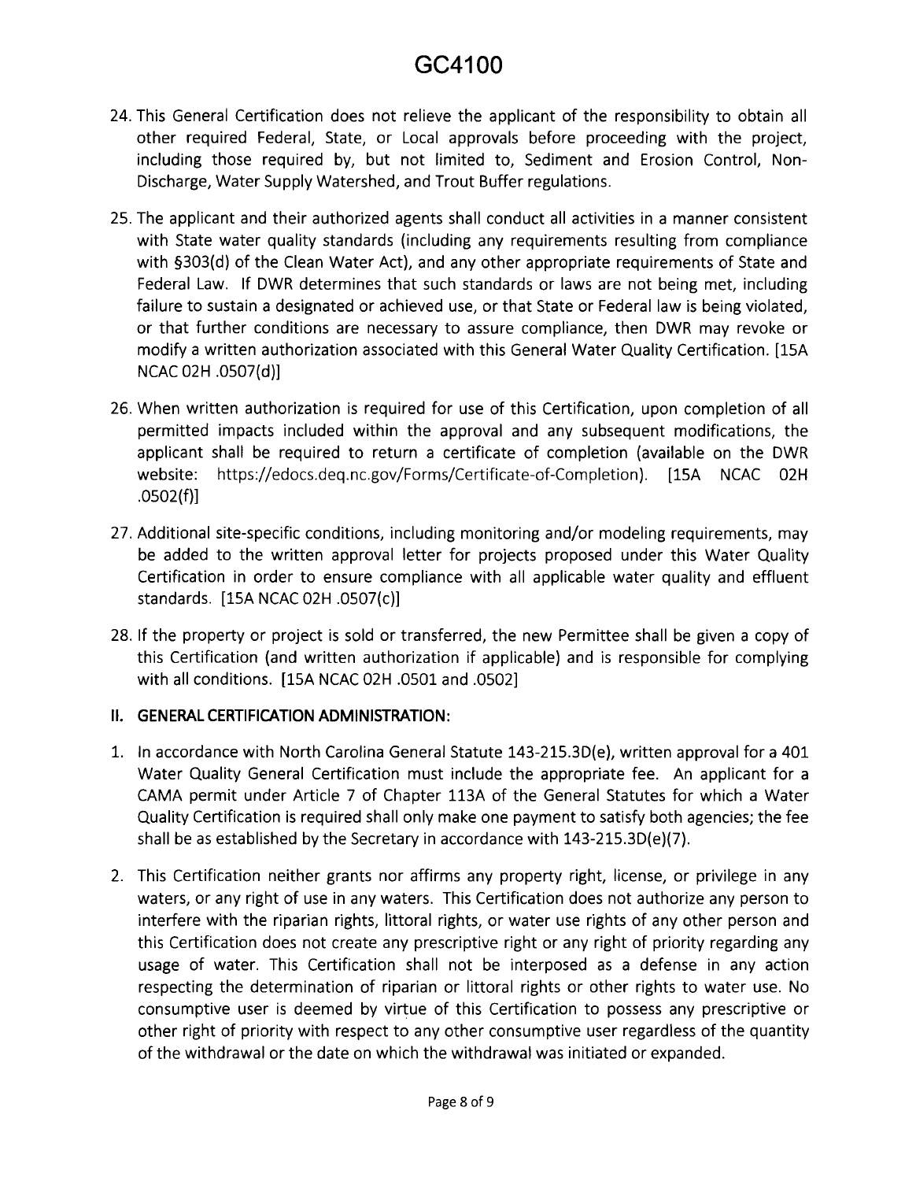24. This General Certification does not relieve the applicant of the responsibility to obtain all other required Federal, State, or Local approvals before proceeding with the project, including those required by, but not limited to, Sediment and Erosion Control, Non-Discharge, Water Supply Watershed, and Trout Buffer regulations.

25. The applicant and their authorized agents shall conduct all activities in a manner consistent with State water quality standards (including any requirements resulting from compliance with §303(d) of the Clean Water Act), and any other appropriate requirements of State and Federal Law. If DWR determines that such standards or laws are not being met, including failure to sustain a designated or achieved use, or that State or Federal law is being violated, or that further conditions are necessary to assure compliance, then DWR may revoke or modify a written authorization associated with this General Water Quality Certification. [15A NCAC 02H .0507(d)]

26. When written authorization is required for use of this Certification, upon completion of all permitted impacts included within the approval and any subsequent modifications, the applicant shall be required to return a certificate of completion (available on the DWR website: https://edocs.deq.nc.gov/Forms/Certificate-of-Completion). [15A NCAC 02H .0502(f)]

27. Additional site-specific conditions, including monitoring and/or modeling requirements, may be added to the written approval letter for projects proposed under this Water Quality Certification in order to ensure compliance with all applicable water quality and effluent standards. [15A NCAC 02H .0507(c)]

28. If the property or project is sold or transferred, the new Permittee shall be given a copy of this Certification (and written authorization if applicable) and is responsible for complying with all conditions. [15A NCAC 02H .0501 and .0502]

## II. GENERAL CERTIFICATION ADMINISTRATION:

1. In accordance with North Carolina General Statute 143-215.3D(e), written approval for a 401 Water Quality General Certification must include the appropriate fee. An applicant for a CAMA permit under Article 7 of Chapter 113A of the General Statutes for which a Water Quality Certification is required shall only make one payment to satisfy both agencies; the fee shall be as established by the Secretary in accordance with 143-215.3D(e)(7).

2. This Certification neither grants nor affirms any property right, license, or privilege in any waters, or any right of use in any waters. This Certification does not authorize any person to interfere with the riparian rights, littoral rights, or water use rights of any other person and this Certification does not create any prescriptive right or any right of priority regarding any usage of water. This Certification shall not be interposed as a defense in any action respecting the determination of riparian or littoral rights or other rights to water use. No consumptive user is deemed by virtue of this Certification to possess any prescriptive or other right of priority with respect to any other consumptive user regardless of the quantity of the withdrawal or the date on which the withdrawal was initiated or expanded.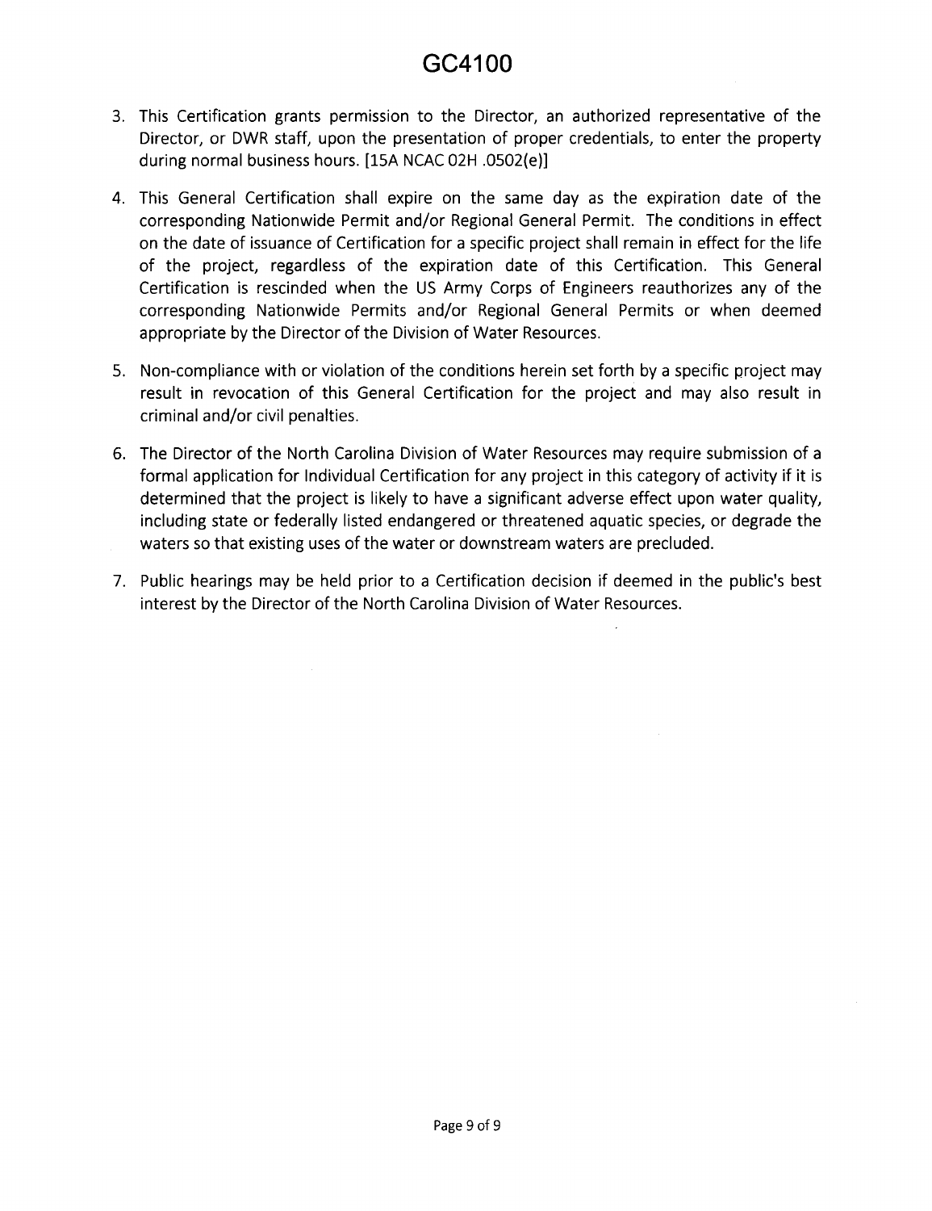3. This Certification grants permission to the Director, an authorized representative of the Director, or DWR staff, upon the presentation of proper credentials, to enter the property during normal business hours. [15A NCAC 02H .0502(e)]

4. This General Certification shall expire on the same day as the expiration date of the corresponding Nationwide Permit and/or Regional General Permit. The conditions in effect on the date of issuance of Certification for a specific project shall remain in effect for the life of the project, regardless of the expiration date of this Certification. This General Certification is rescinded when the US Army Corps of Engineers reauthorizes any of the corresponding Nationwide Permits and/or Regional General Permits or when deemed appropriate by the Director of the Division of Water Resources.

5. Non-compliance with or violation of the conditions herein set forth by a specific project may result in revocation of this General Certification for the project and may also result in criminal and/or civil penalties.

6. The Director of the North Carolina Division of Water Resources may require submission of a formal application for Individual Certification for any project in this category of activity if it is determined that the project is likely to have a significant adverse effect upon water quality, including state or federally listed endangered or threatened aquatic species, or degrade the waters so that existing uses of the water or downstream waters are precluded.

7. Public hearings may be held prior to a Certification decision if deemed in the public's best interest by the Director of the North Carolina Division of Water Resources.